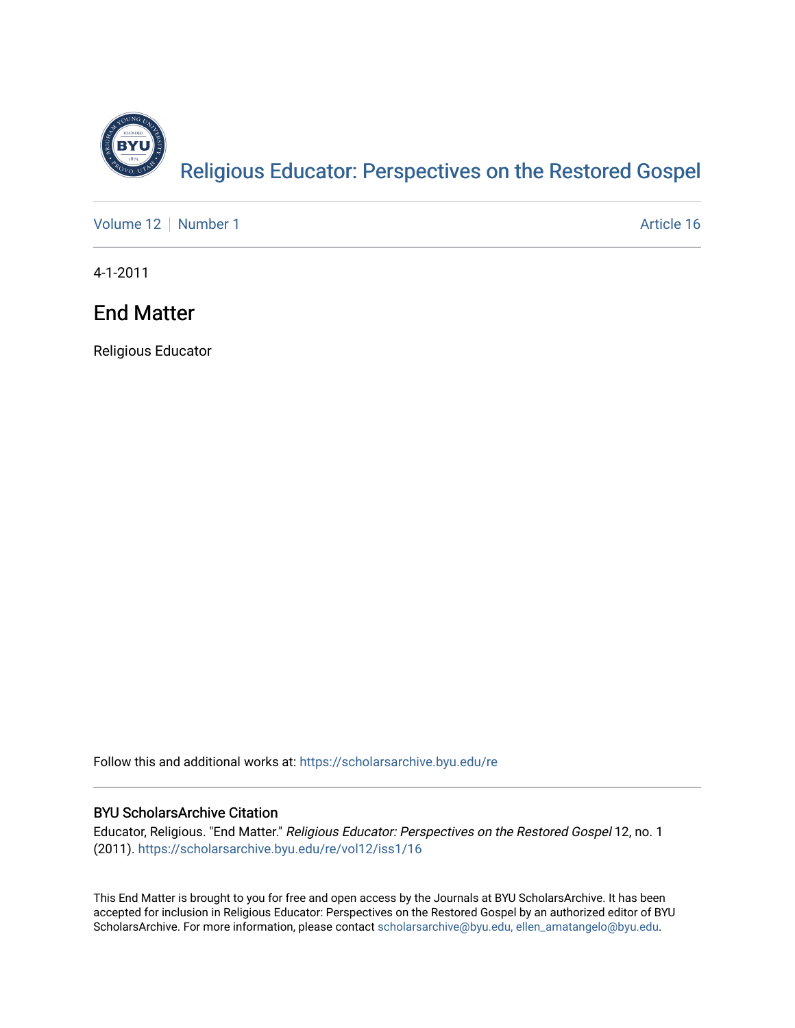# Religious Educator: Perspectives on the Restored Gospel

Volume 12 | Number 1 | Article 16

4-1-2011

## End Matter

Religious Educator

Follow this and additional works at: https://scholarsarchive.byu.edu/re

### BYU ScholarsArchive Citation

Educator, Religious. "End Matter." *Religious Educator: Perspectives on the Restored Gospel* 12, no. 1 (2011). https://scholarsarchive.byu.edu/re/vol12/iss1/16

This End Matter is brought to you for free and open access by the Journals at BYU ScholarsArchive. It has been accepted for inclusion in Religious Educator: Perspectives on the Restored Gospel by an authorized editor of BYU ScholarsArchive. For more information, please contact scholarsarchive@byu.edu, ellen_amatangelo@byu.edu.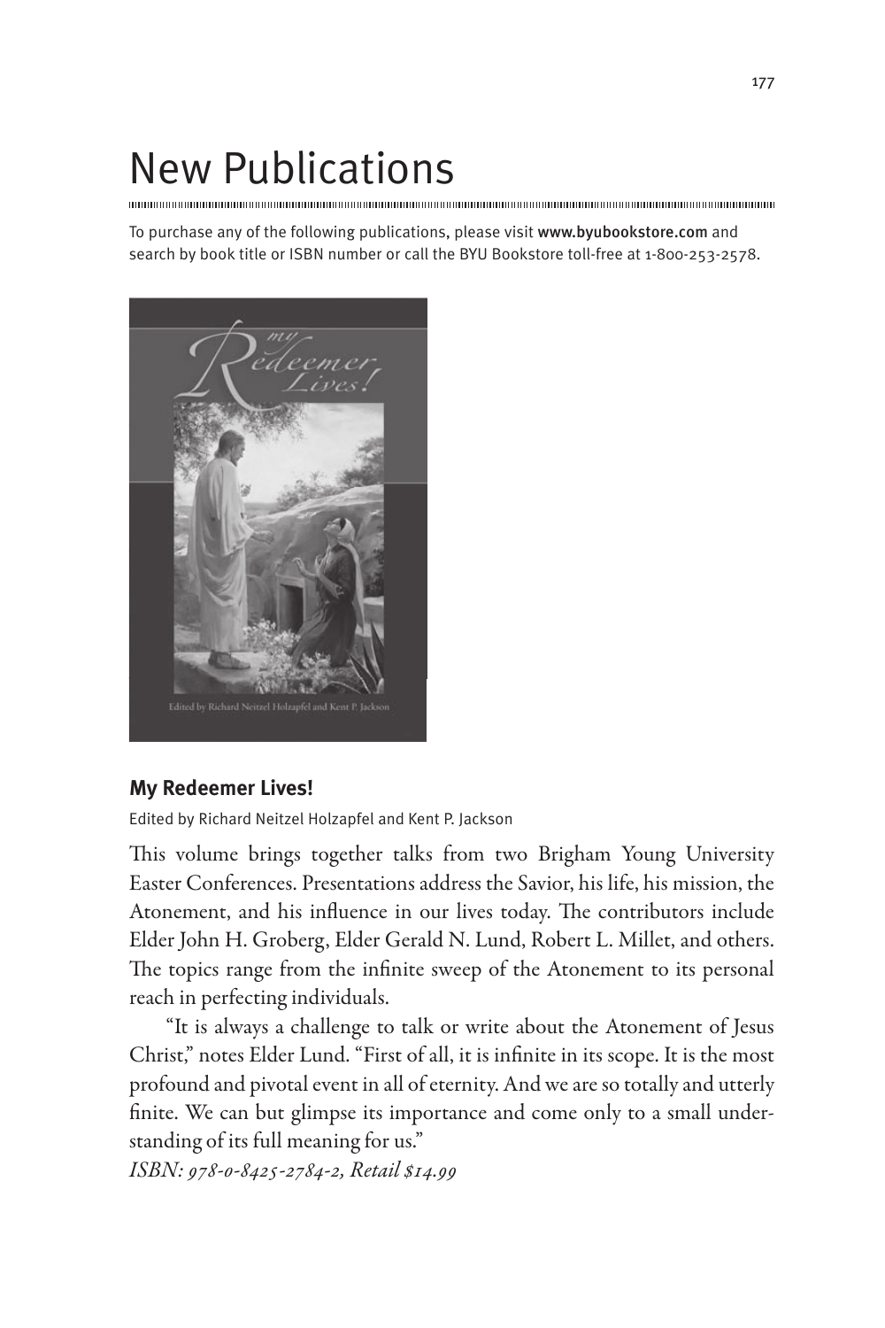# New Publications

To purchase any of the following publications, please visit **www.byubookstore.com** and search by book title or ISBN number or call the BYU Bookstore toll-free at 1-800-253-2578.

## My Redeemer Lives!

Edited by Richard Neitzel Holzapfel and Kent P. Jackson

This volume brings together talks from two Brigham Young University Easter Conferences. Presentations address the Savior, his life, his mission, the Atonement, and his influence in our lives today. The contributors include Elder John H. Groberg, Elder Gerald N. Lund, Robert L. Millet, and others. The topics range from the infinite sweep of the Atonement to its personal reach in perfecting individuals.

"It is always a challenge to talk or write about the Atonement of Jesus Christ," notes Elder Lund. "First of all, it is infinite in its scope. It is the most profound and pivotal event in all of eternity. And we are so totally and utterly finite. We can but glimpse its importance and come only to a small understanding of its full meaning for us."

*ISBN: 978-0-8425-2784-2, Retail $14.99*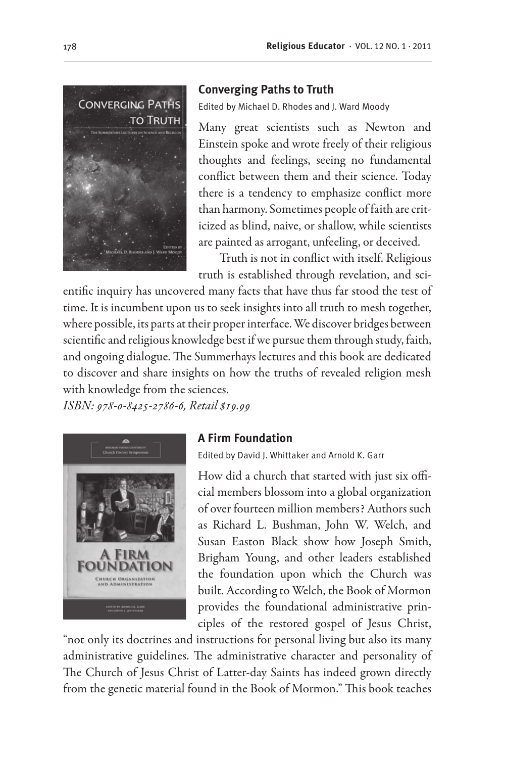### Converging Paths to Truth

Edited by Michael D. Rhodes and J. Ward Moody

Many great scientists such as Newton and Einstein spoke and wrote freely of their religious thoughts and feelings, seeing no fundamental conflict between them and their science. Today there is a tendency to emphasize conflict more than harmony. Sometimes people of faith are criticized as blind, naive, or shallow, while scientists are painted as arrogant, unfeeling, or deceived.

Truth is not in conflict with itself. Religious truth is established through revelation, and scientific inquiry has uncovered many facts that have thus far stood the test of time. It is incumbent upon us to seek insights into all truth to mesh together, where possible, its parts at their proper interface. We discover bridges between scientific and religious knowledge best if we pursue them through study, faith, and ongoing dialogue. The Summerhays lectures and this book are dedicated to discover and share insights on how the truths of revealed religion mesh with knowledge from the sciences.

*ISBN: 978-0-8425-2786-6, Retail $19.99*

### A Firm Foundation

Edited by David J. Whittaker and Arnold K. Garr

How did a church that started with just six official members blossom into a global organization of over fourteen million members? Authors such as Richard L. Bushman, John W. Welch, and Susan Easton Black show how Joseph Smith, Brigham Young, and other leaders established the foundation upon which the Church was built. According to Welch, the Book of Mormon provides the foundational administrative principles of the restored gospel of Jesus Christ, "not only its doctrines and instructions for personal living but also its many administrative guidelines. The administrative character and personality of The Church of Jesus Christ of Latter-day Saints has indeed grown directly from the genetic material found in the Book of Mormon." This book teaches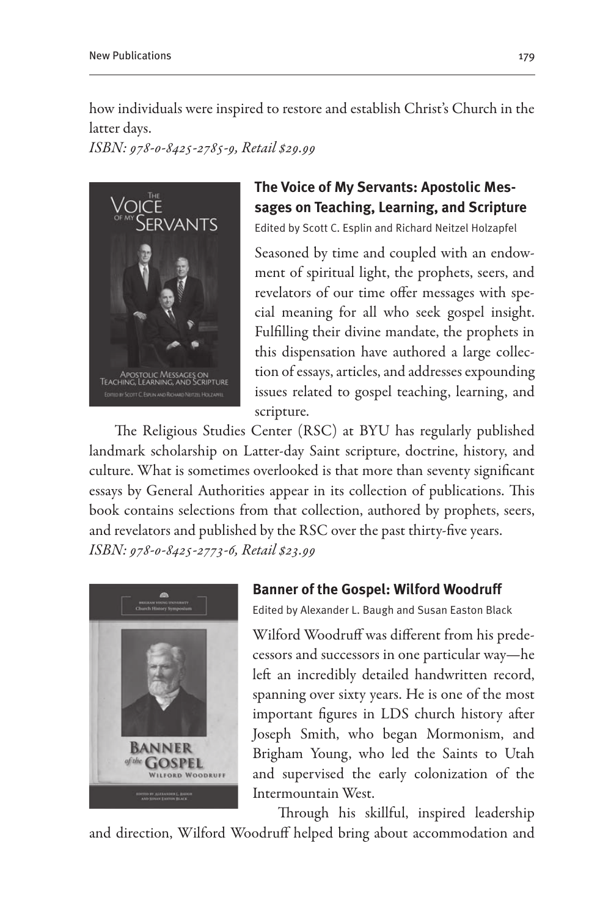how individuals were inspired to restore and establish Christ's Church in the latter days.
*ISBN: 978-0-8425-2785-9, Retail $29.99*

### The Voice of My Servants: Apostolic Messages on Teaching, Learning, and Scripture

Edited by Scott C. Esplin and Richard Neitzel Holzapfel

Seasoned by time and coupled with an endowment of spiritual light, the prophets, seers, and revelators of our time offer messages with special meaning for all who seek gospel insight. Fulfilling their divine mandate, the prophets in this dispensation have authored a large collection of essays, articles, and addresses expounding issues related to gospel teaching, learning, and scripture.

The Religious Studies Center (RSC) at BYU has regularly published landmark scholarship on Latter-day Saint scripture, doctrine, history, and culture. What is sometimes overlooked is that more than seventy significant essays by General Authorities appear in its collection of publications. This book contains selections from that collection, authored by prophets, seers, and revelators and published by the RSC over the past thirty-five years.
*ISBN: 978-0-8425-2773-6, Retail $23.99*

### Banner of the Gospel: Wilford Woodruff

Edited by Alexander L. Baugh and Susan Easton Black

Wilford Woodruff was different from his predecessors and successors in one particular way—he left an incredibly detailed handwritten record, spanning over sixty years. He is one of the most important figures in LDS church history after Joseph Smith, who began Mormonism, and Brigham Young, who led the Saints to Utah and supervised the early colonization of the Intermountain West.

Through his skillful, inspired leadership and direction, Wilford Woodruff helped bring about accommodation and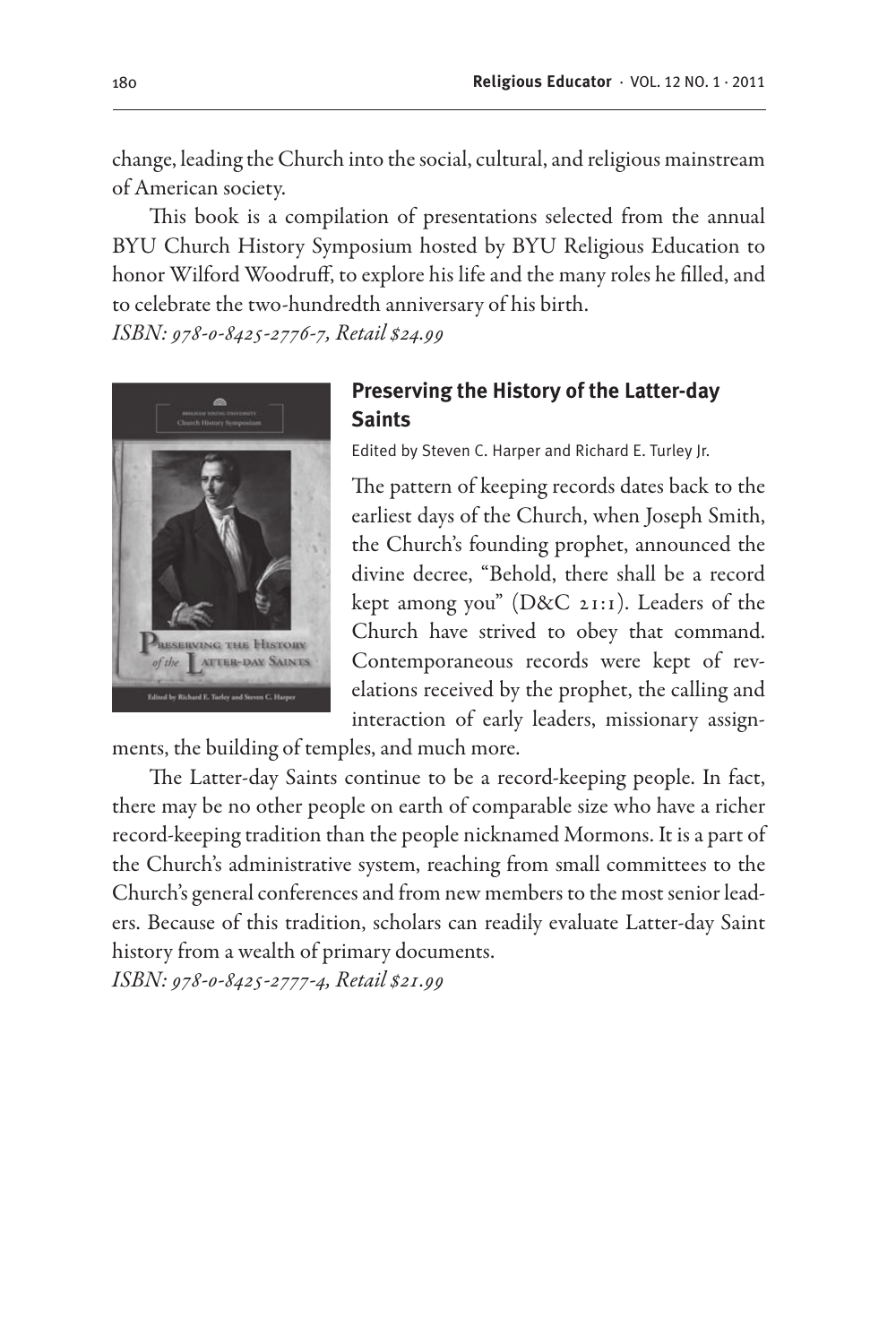change, leading the Church into the social, cultural, and religious mainstream of American society.

This book is a compilation of presentations selected from the annual BYU Church History Symposium hosted by BYU Religious Education to honor Wilford Woodruff, to explore his life and the many roles he filled, and to celebrate the two-hundredth anniversary of his birth.

*ISBN: 978-0-8425-2776-7, Retail $24.99*

### Preserving the History of the Latter-day Saints

Edited by Steven C. Harper and Richard E. Turley Jr.

The pattern of keeping records dates back to the earliest days of the Church, when Joseph Smith, the Church's founding prophet, announced the divine decree, "Behold, there shall be a record kept among you" (D&C 21:1). Leaders of the Church have strived to obey that command. Contemporaneous records were kept of revelations received by the prophet, the calling and interaction of early leaders, missionary assignments, the building of temples, and much more.

The Latter-day Saints continue to be a record-keeping people. In fact, there may be no other people on earth of comparable size who have a richer record-keeping tradition than the people nicknamed Mormons. It is a part of the Church's administrative system, reaching from small committees to the Church's general conferences and from new members to the most senior leaders. Because of this tradition, scholars can readily evaluate Latter-day Saint history from a wealth of primary documents.

*ISBN: 978-0-8425-2777-4, Retail $21.99*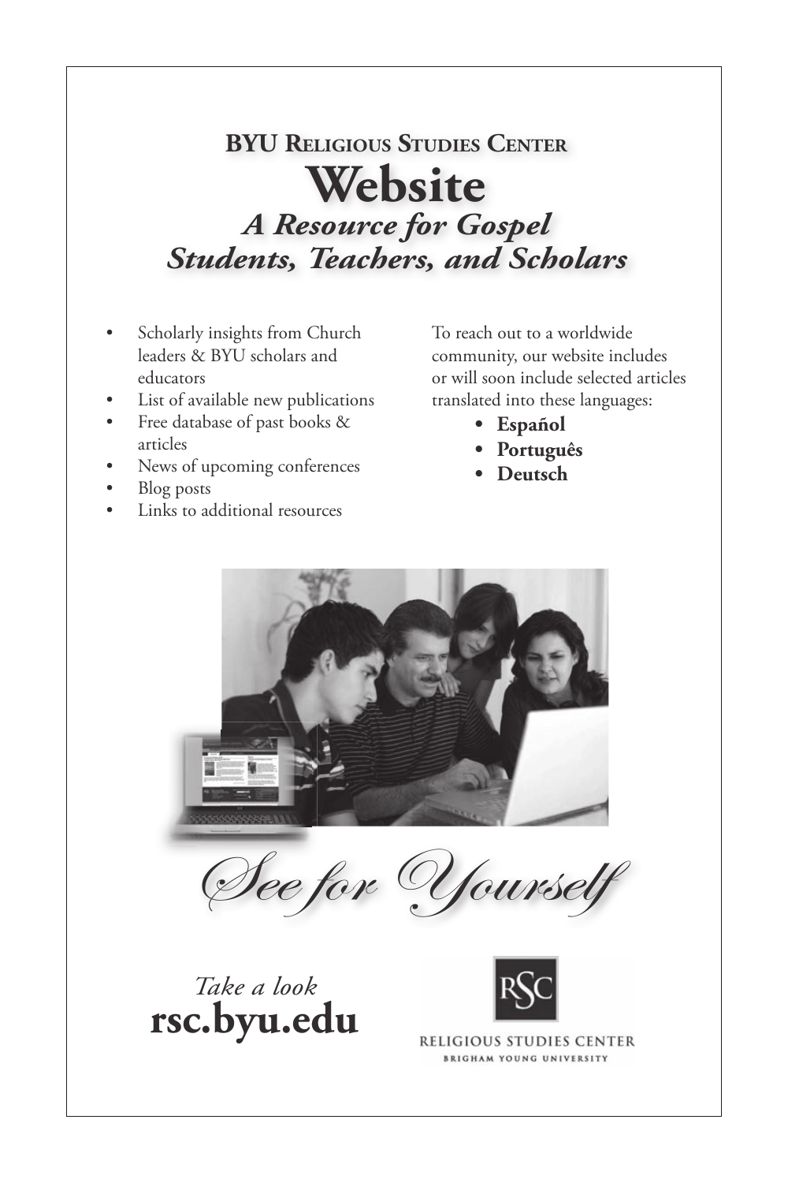## BYU Religious Studies Center

# Website

## *A Resource for Gospel Students, Teachers, and Scholars*

- Scholarly insights from Church leaders & BYU scholars and educators
- List of available new publications
- Free database of past books & articles
- News of upcoming conferences
- Blog posts
- Links to additional resources

To reach out to a worldwide community, our website includes or will soon include selected articles translated into these languages:

- **Español**
- **Português**
- **Deutsch**

*See for Yourself*

*Take a look*
**rsc.byu.edu**

RSC
RELIGIOUS STUDIES CENTER
BRIGHAM YOUNG UNIVERSITY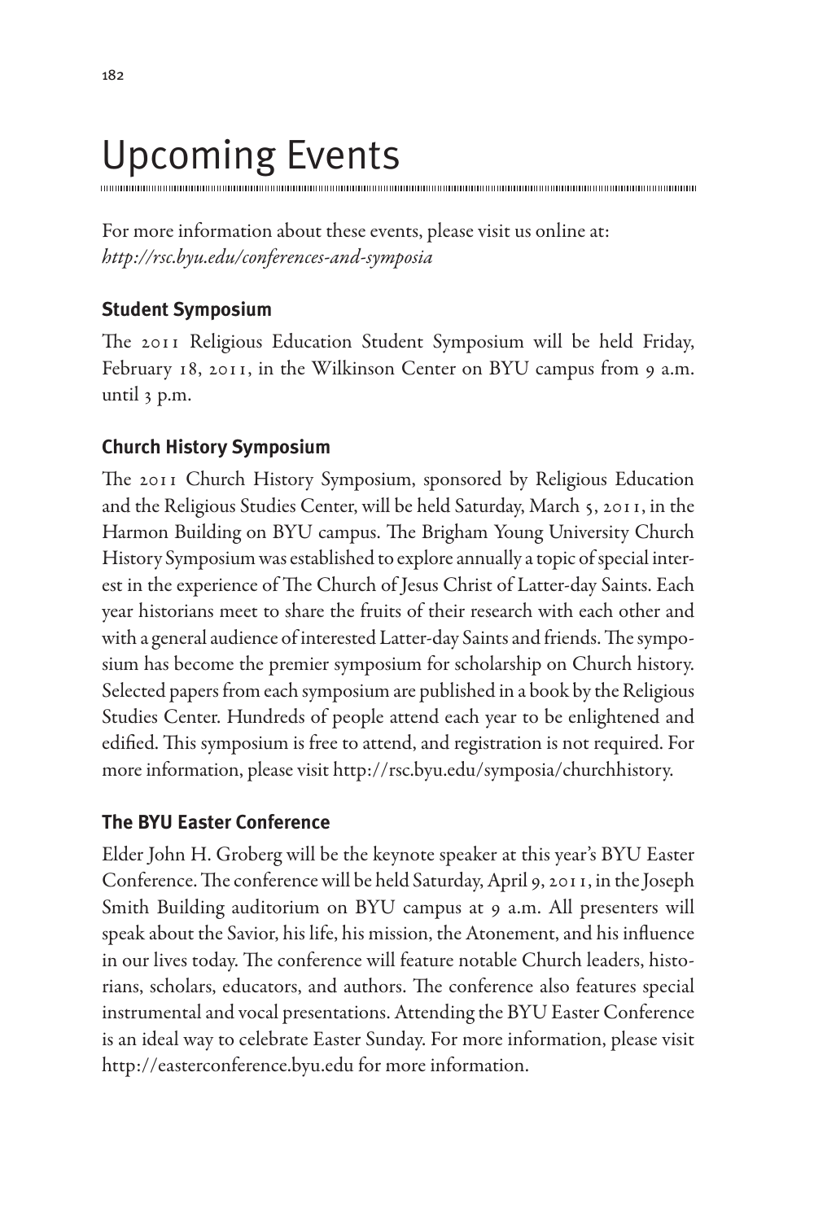# Upcoming Events

For more information about these events, please visit us online at:
*http://rsc.byu.edu/conferences-and-symposia*

### Student Symposium

The 2011 Religious Education Student Symposium will be held Friday, February 18, 2011, in the Wilkinson Center on BYU campus from 9 a.m. until 3 p.m.

### Church History Symposium

The 2011 Church History Symposium, sponsored by Religious Education and the Religious Studies Center, will be held Saturday, March 5, 2011, in the Harmon Building on BYU campus. The Brigham Young University Church History Symposium was established to explore annually a topic of special interest in the experience of The Church of Jesus Christ of Latter-day Saints. Each year historians meet to share the fruits of their research with each other and with a general audience of interested Latter-day Saints and friends. The symposium has become the premier symposium for scholarship on Church history. Selected papers from each symposium are published in a book by the Religious Studies Center. Hundreds of people attend each year to be enlightened and edified. This symposium is free to attend, and registration is not required. For more information, please visit http://rsc.byu.edu/symposia/churchhistory.

### The BYU Easter Conference

Elder John H. Groberg will be the keynote speaker at this year's BYU Easter Conference. The conference will be held Saturday, April 9, 2011, in the Joseph Smith Building auditorium on BYU campus at 9 a.m. All presenters will speak about the Savior, his life, his mission, the Atonement, and his influence in our lives today. The conference will feature notable Church leaders, historians, scholars, educators, and authors. The conference also features special instrumental and vocal presentations. Attending the BYU Easter Conference is an ideal way to celebrate Easter Sunday. For more information, please visit http://easterconference.byu.edu for more information.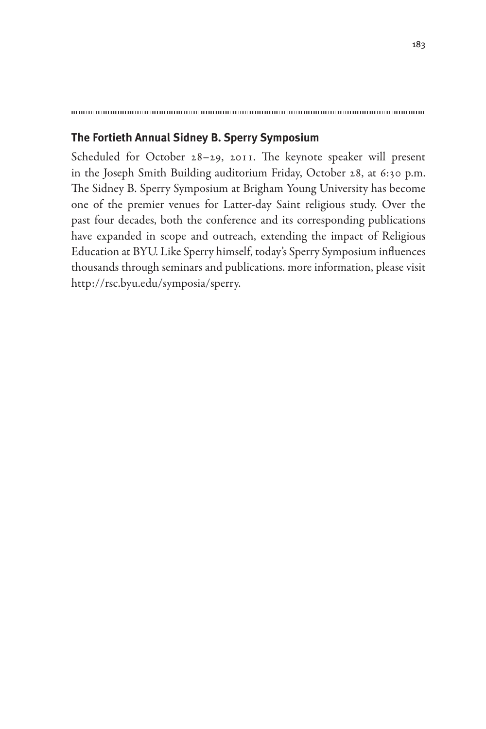## The Fortieth Annual Sidney B. Sperry Symposium

Scheduled for October 28–29, 2011. The keynote speaker will present in the Joseph Smith Building auditorium Friday, October 28, at 6:30 p.m. The Sidney B. Sperry Symposium at Brigham Young University has become one of the premier venues for Latter-day Saint religious study. Over the past four decades, both the conference and its corresponding publications have expanded in scope and outreach, extending the impact of Religious Education at BYU. Like Sperry himself, today's Sperry Symposium influences thousands through seminars and publications. more information, please visit http://rsc.byu.edu/symposia/sperry.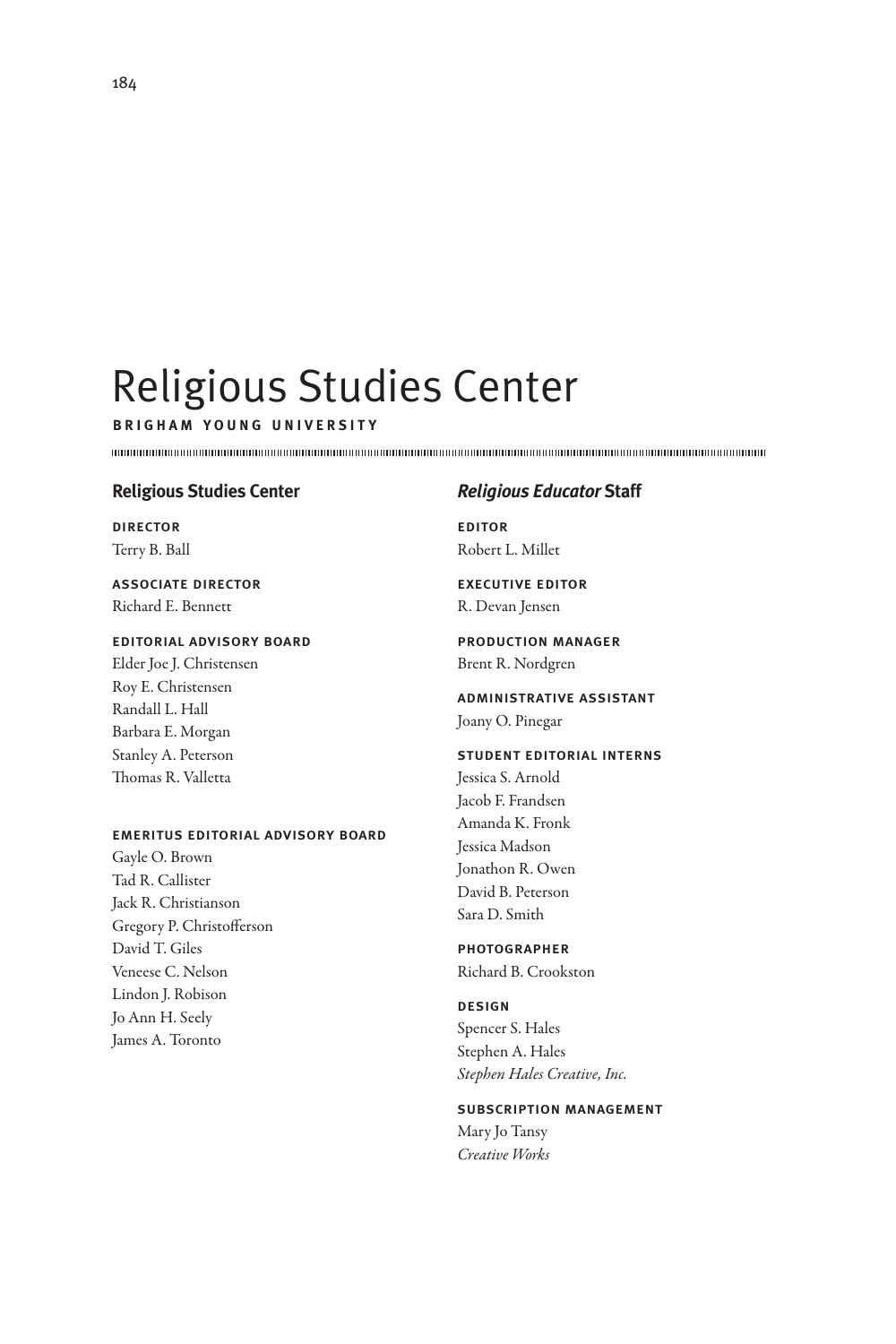# Religious Studies Center

**BRIGHAM YOUNG UNIVERSITY**

## Religious Studies Center

**DIRECTOR**
Terry B. Ball

**ASSOCIATE DIRECTOR**
Richard E. Bennett

**EDITORIAL ADVISORY BOARD**
Elder Joe J. Christensen
Roy E. Christensen
Randall L. Hall
Barbara E. Morgan
Stanley A. Peterson
Thomas R. Valletta

**EMERITUS EDITORIAL ADVISORY BOARD**
Gayle O. Brown
Tad R. Callister
Jack R. Christianson
Gregory P. Christofferson
David T. Giles
Veneese C. Nelson
Lindon J. Robison
Jo Ann H. Seely
James A. Toronto

## *Religious Educator* Staff

**EDITOR**
Robert L. Millet

**EXECUTIVE EDITOR**
R. Devan Jensen

**PRODUCTION MANAGER**
Brent R. Nordgren

**ADMINISTRATIVE ASSISTANT**
Joany O. Pinegar

**STUDENT EDITORIAL INTERNS**
Jessica S. Arnold
Jacob F. Frandsen
Amanda K. Fronk
Jessica Madson
Jonathon R. Owen
David B. Peterson
Sara D. Smith

**PHOTOGRAPHER**
Richard B. Crookston

**DESIGN**
Spencer S. Hales
Stephen A. Hales
*Stephen Hales Creative, Inc.*

**SUBSCRIPTION MANAGEMENT**
Mary Jo Tansy
*Creative Works*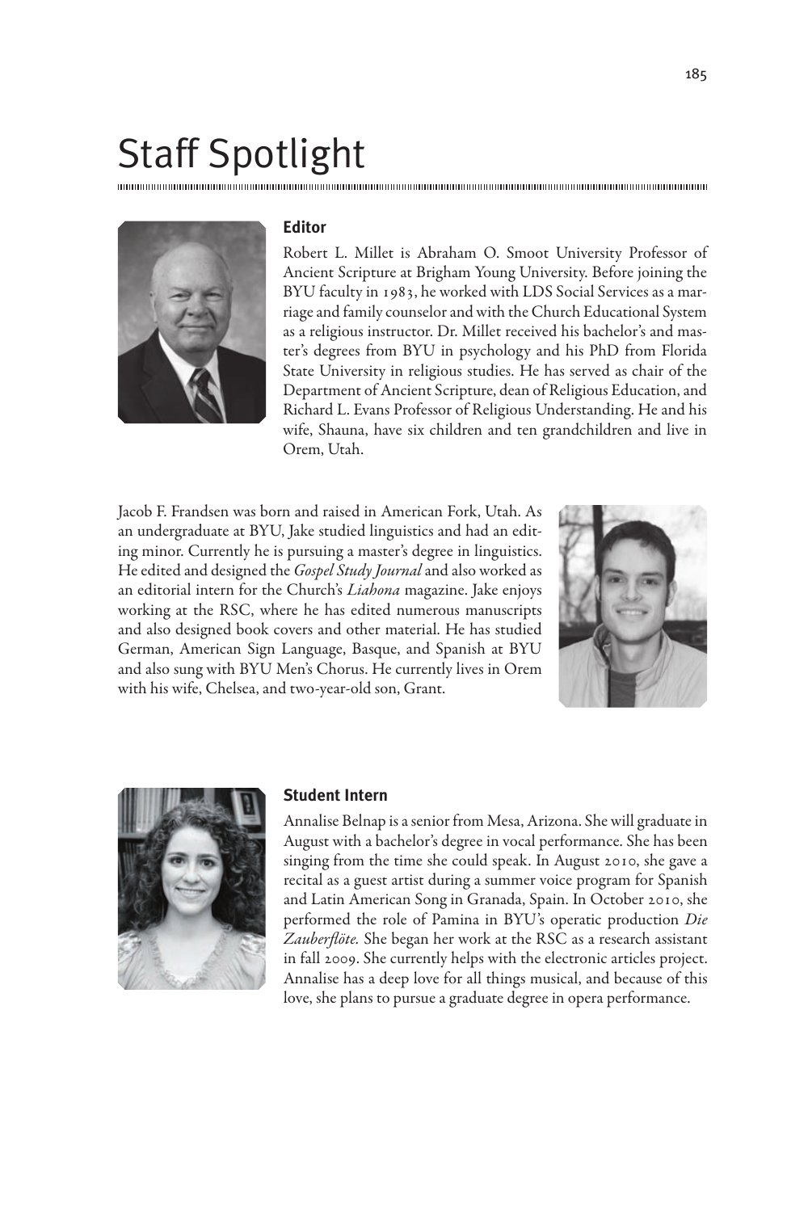# Staff Spotlight

### Editor

Robert L. Millet is Abraham O. Smoot University Professor of Ancient Scripture at Brigham Young University. Before joining the BYU faculty in 1983, he worked with LDS Social Services as a marriage and family counselor and with the Church Educational System as a religious instructor. Dr. Millet received his bachelor's and master's degrees from BYU in psychology and his PhD from Florida State University in religious studies. He has served as chair of the Department of Ancient Scripture, dean of Religious Education, and Richard L. Evans Professor of Religious Understanding. He and his wife, Shauna, have six children and ten grandchildren and live in Orem, Utah.

Jacob F. Frandsen was born and raised in American Fork, Utah. As an undergraduate at BYU, Jake studied linguistics and had an editing minor. Currently he is pursuing a master's degree in linguistics. He edited and designed the *Gospel Study Journal* and also worked as an editorial intern for the Church's *Liahona* magazine. Jake enjoys working at the RSC, where he has edited numerous manuscripts and also designed book covers and other material. He has studied German, American Sign Language, Basque, and Spanish at BYU and also sung with BYU Men's Chorus. He currently lives in Orem with his wife, Chelsea, and two-year-old son, Grant.

### Student Intern

Annalise Belnap is a senior from Mesa, Arizona. She will graduate in August with a bachelor's degree in vocal performance. She has been singing from the time she could speak. In August 2010, she gave a recital as a guest artist during a summer voice program for Spanish and Latin American Song in Granada, Spain. In October 2010, she performed the role of Pamina in BYU's operatic production *Die Zauberflöte.* She began her work at the RSC as a research assistant in fall 2009. She currently helps with the electronic articles project. Annalise has a deep love for all things musical, and because of this love, she plans to pursue a graduate degree in opera performance.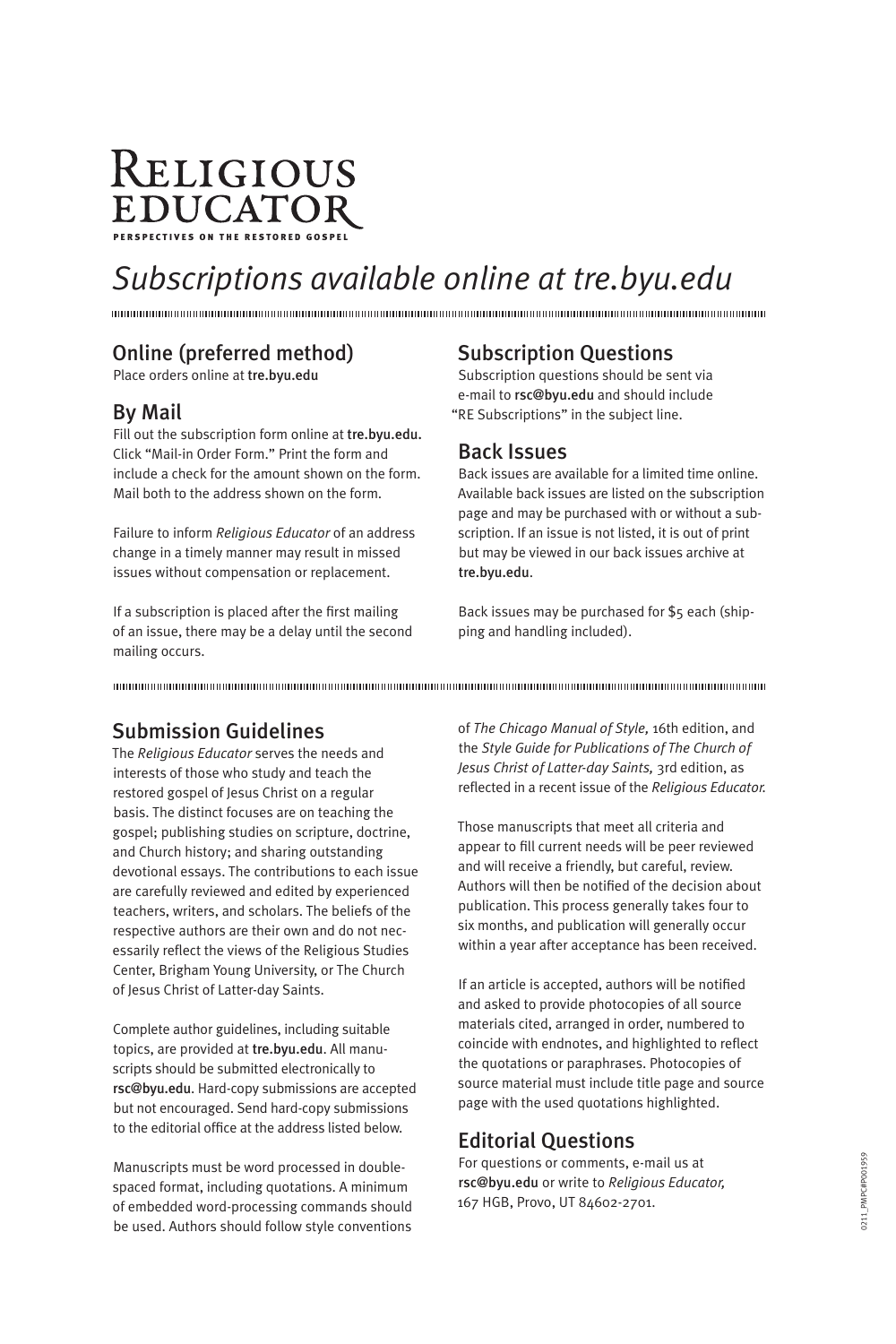# Religious Educator

**PERSPECTIVES ON THE RESTORED GOSPEL**

## *Subscriptions available online at tre.byu.edu*

### Online (preferred method)

Place orders online at tre.byu.edu

### By Mail

Fill out the subscription form online at tre.byu.edu. Click "Mail-in Order Form." Print the form and include a check for the amount shown on the form. Mail both to the address shown on the form.

Failure to inform *Religious Educator* of an address change in a timely manner may result in missed issues without compensation or replacement.

If a subscription is placed after the first mailing of an issue, there may be a delay until the second mailing occurs.

### Subscription Questions

Subscription questions should be sent via e-mail to rsc@byu.edu and should include "RE Subscriptions" in the subject line.

### Back Issues

Back issues are available for a limited time online. Available back issues are listed on the subscription page and may be purchased with or without a subscription. If an issue is not listed, it is out of print but may be viewed in our back issues archive at tre.byu.edu.

Back issues may be purchased for $5 each (shipping and handling included).

### Submission Guidelines

The *Religious Educator* serves the needs and interests of those who study and teach the restored gospel of Jesus Christ on a regular basis. The distinct focuses are on teaching the gospel; publishing studies on scripture, doctrine, and Church history; and sharing outstanding devotional essays. The contributions to each issue are carefully reviewed and edited by experienced teachers, writers, and scholars. The beliefs of the respective authors are their own and do not necessarily reflect the views of the Religious Studies Center, Brigham Young University, or The Church of Jesus Christ of Latter-day Saints.

Complete author guidelines, including suitable topics, are provided at tre.byu.edu. All manuscripts should be submitted electronically to rsc@byu.edu. Hard-copy submissions are accepted but not encouraged. Send hard-copy submissions to the editorial office at the address listed below.

Manuscripts must be word processed in double-spaced format, including quotations. A minimum of embedded word-processing commands should be used. Authors should follow style conventions of *The Chicago Manual of Style,* 16th edition, and the *Style Guide for Publications of The Church of Jesus Christ of Latter-day Saints,* 3rd edition, as reflected in a recent issue of the *Religious Educator.*

Those manuscripts that meet all criteria and appear to fill current needs will be peer reviewed and will receive a friendly, but careful, review. Authors will then be notified of the decision about publication. This process generally takes four to six months, and publication will generally occur within a year after acceptance has been received.

If an article is accepted, authors will be notified and asked to provide photocopies of all source materials cited, arranged in order, numbered to coincide with endnotes, and highlighted to reflect the quotations or paraphrases. Photocopies of source material must include title page and source page with the used quotations highlighted.

### Editorial Questions

For questions or comments, e-mail us at rsc@byu.edu or write to *Religious Educator,* 167 HGB, Provo, UT 84602-2701.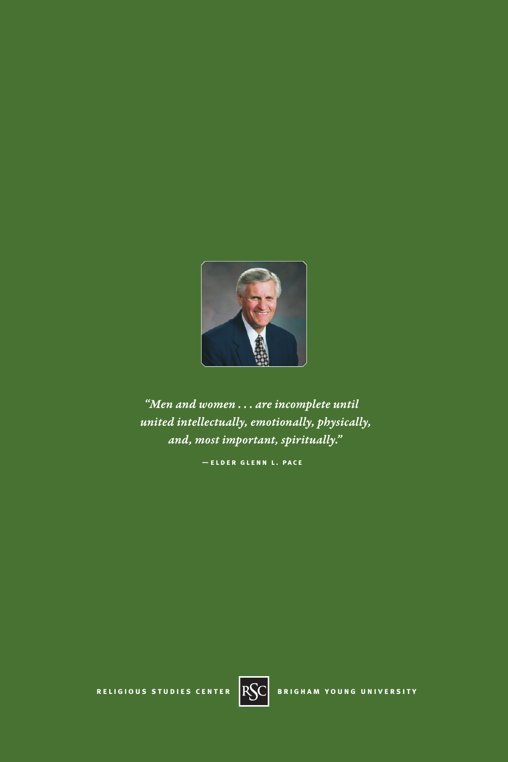*"Men and women . . . are incomplete until united intellectually, emotionally, physically, and, most important, spiritually."*

—ELDER GLENN L. PACE

RELIGIOUS STUDIES CENTER RSC BRIGHAM YOUNG UNIVERSITY